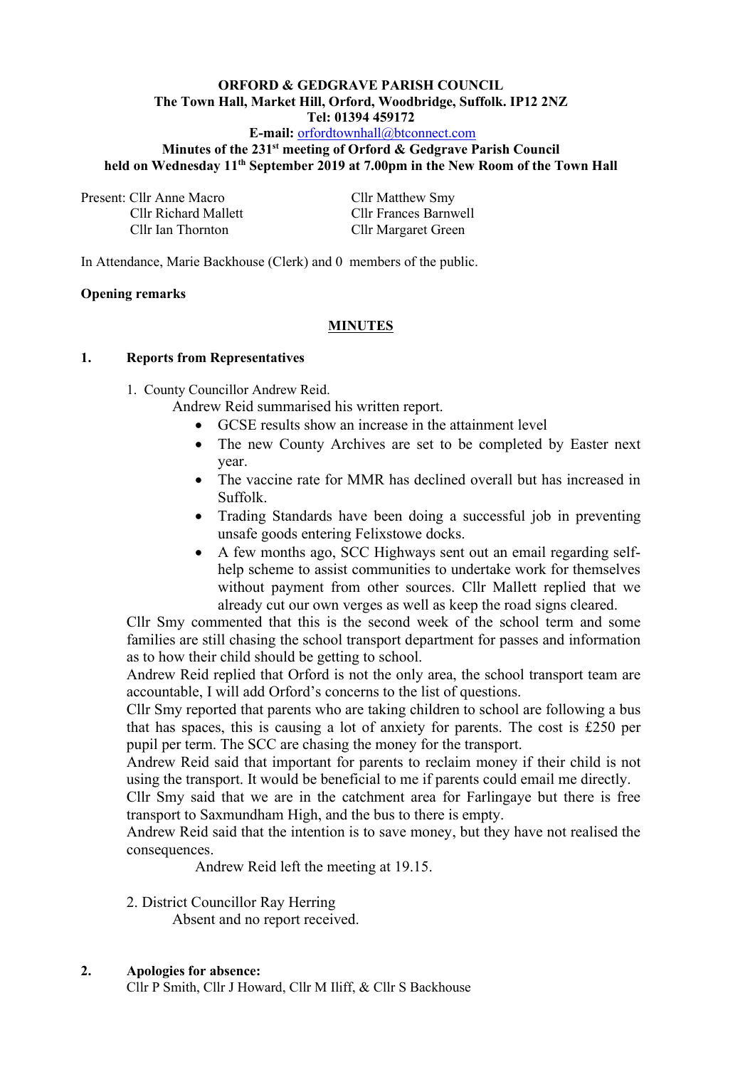**ORFORD & GEDGRAVE PARISH COUNCIL**
**The Town Hall, Market Hill, Orford, Woodbridge, Suffolk. IP12 2NZ**
**Tel: 01394 459172**
**E-mail:** orfordtownhall@btconnect.com
**Minutes of the 231st meeting of Orford & Gedgrave Parish Council**
**held on Wednesday 11th September 2019 at 7.00pm in the New Room of the Town Hall**

Present: Cllr Anne Macro
Cllr Richard Mallett
Cllr Ian Thornton
Cllr Matthew Smy
Cllr Frances Barnwell
Cllr Margaret Green

In Attendance, Marie Backhouse (Clerk) and 0 members of the public.

**Opening remarks**

## MINUTES

### 1. Reports from Representatives

1. County Councillor Andrew Reid.

   Andrew Reid summarised his written report.

   - GCSE results show an increase in the attainment level
   - The new County Archives are set to be completed by Easter next year.
   - The vaccine rate for MMR has declined overall but has increased in Suffolk.
   - Trading Standards have been doing a successful job in preventing unsafe goods entering Felixstowe docks.
   - A few months ago, SCC Highways sent out an email regarding self-help scheme to assist communities to undertake work for themselves without payment from other sources. Cllr Mallett replied that we already cut our own verges as well as keep the road signs cleared.

   Cllr Smy commented that this is the second week of the school term and some families are still chasing the school transport department for passes and information as to how their child should be getting to school.

   Andrew Reid replied that Orford is not the only area, the school transport team are accountable, I will add Orford's concerns to the list of questions.

   Cllr Smy reported that parents who are taking children to school are following a bus that has spaces, this is causing a lot of anxiety for parents. The cost is £250 per pupil per term. The SCC are chasing the money for the transport.

   Andrew Reid said that important for parents to reclaim money if their child is not using the transport. It would be beneficial to me if parents could email me directly.

   Cllr Smy said that we are in the catchment area for Farlingaye but there is free transport to Saxmundham High, and the bus to there is empty.

   Andrew Reid said that the intention is to save money, but they have not realised the consequences.

   Andrew Reid left the meeting at 19.15.

2. District Councillor Ray Herring

   Absent and no report received.

### 2. Apologies for absence:

Cllr P Smith, Cllr J Howard, Cllr M Iliff, & Cllr S Backhouse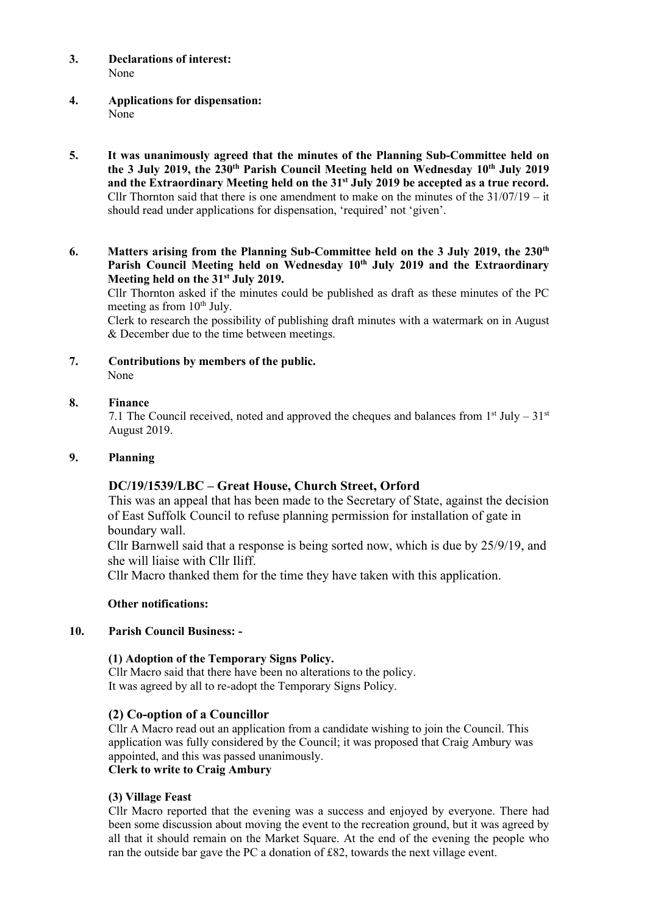**3. Declarations of interest:**
None

**4. Applications for dispensation:**
None

**5. It was unanimously agreed that the minutes of the Planning Sub-Committee held on the 3 July 2019, the 230th Parish Council Meeting held on Wednesday 10th July 2019 and the Extraordinary Meeting held on the 31st July 2019 be accepted as a true record.**
Cllr Thornton said that there is one amendment to make on the minutes of the 31/07/19 – it should read under applications for dispensation, 'required' not 'given'.

**6. Matters arising from the Planning Sub-Committee held on the 3 July 2019, the 230th Parish Council Meeting held on Wednesday 10th July 2019 and the Extraordinary Meeting held on the 31st July 2019.**
Cllr Thornton asked if the minutes could be published as draft as these minutes of the PC meeting as from 10th July.
Clerk to research the possibility of publishing draft minutes with a watermark on in August & December due to the time between meetings.

**7. Contributions by members of the public.**
None

**8. Finance**
7.1 The Council received, noted and approved the cheques and balances from 1st July – 31st August 2019.

**9. Planning**

### DC/19/1539/LBC – Great House, Church Street, Orford

This was an appeal that has been made to the Secretary of State, against the decision of East Suffolk Council to refuse planning permission for installation of gate in boundary wall.
Cllr Barnwell said that a response is being sorted now, which is due by 25/9/19, and she will liaise with Cllr Iliff.
Cllr Macro thanked them for the time they have taken with this application.

**Other notifications:**

**10. Parish Council Business: -**

**(1) Adoption of the Temporary Signs Policy.**
Cllr Macro said that there have been no alterations to the policy.
It was agreed by all to re-adopt the Temporary Signs Policy.

**(2) Co-option of a Councillor**
Cllr A Macro read out an application from a candidate wishing to join the Council. This application was fully considered by the Council; it was proposed that Craig Ambury was appointed, and this was passed unanimously.
**Clerk to write to Craig Ambury**

**(3) Village Feast**
Cllr Macro reported that the evening was a success and enjoyed by everyone. There had been some discussion about moving the event to the recreation ground, but it was agreed by all that it should remain on the Market Square. At the end of the evening the people who ran the outside bar gave the PC a donation of £82, towards the next village event.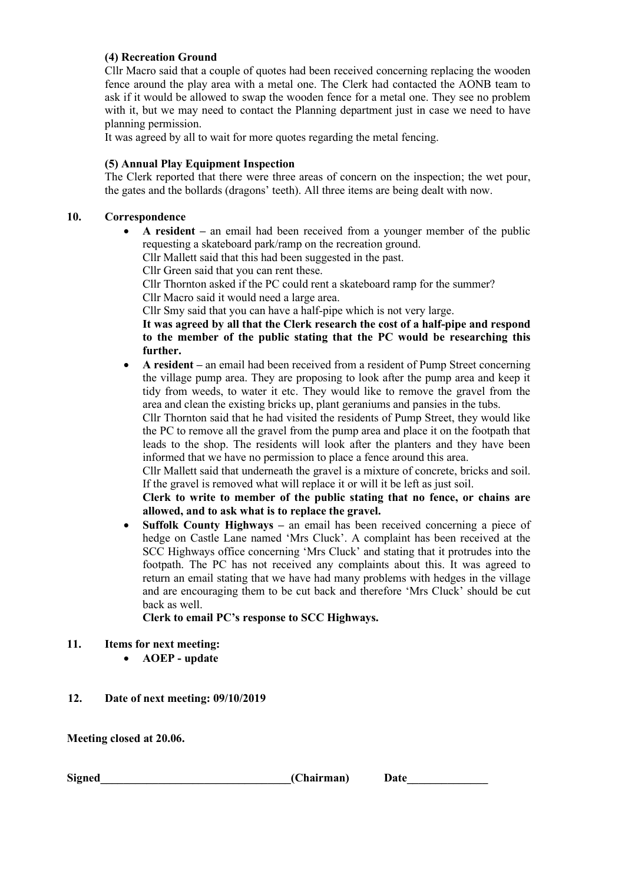**(4) Recreation Ground**

Cllr Macro said that a couple of quotes had been received concerning replacing the wooden fence around the play area with a metal one. The Clerk had contacted the AONB team to ask if it would be allowed to swap the wooden fence for a metal one. They see no problem with it, but we may need to contact the Planning department just in case we need to have planning permission.

It was agreed by all to wait for more quotes regarding the metal fencing.

**(5) Annual Play Equipment Inspection**

The Clerk reported that there were three areas of concern on the inspection; the wet pour, the gates and the bollards (dragons' teeth). All three items are being dealt with now.

**10. Correspondence**

- **A resident –** an email had been received from a younger member of the public requesting a skateboard park/ramp on the recreation ground.
  Cllr Mallett said that this had been suggested in the past.
  Cllr Green said that you can rent these.
  Cllr Thornton asked if the PC could rent a skateboard ramp for the summer?
  Cllr Macro said it would need a large area.
  Cllr Smy said that you can have a half-pipe which is not very large.
  **It was agreed by all that the Clerk research the cost of a half-pipe and respond to the member of the public stating that the PC would be researching this further.**
- **A resident –** an email had been received from a resident of Pump Street concerning the village pump area. They are proposing to look after the pump area and keep it tidy from weeds, to water it etc. They would like to remove the gravel from the area and clean the existing bricks up, plant geraniums and pansies in the tubs.
  Cllr Thornton said that he had visited the residents of Pump Street, they would like the PC to remove all the gravel from the pump area and place it on the footpath that leads to the shop. The residents will look after the planters and they have been informed that we have no permission to place a fence around this area.
  Cllr Mallett said that underneath the gravel is a mixture of concrete, bricks and soil. If the gravel is removed what will replace it or will it be left as just soil.
  **Clerk to write to member of the public stating that no fence, or chains are allowed, and to ask what is to replace the gravel.**
- **Suffolk County Highways –** an email has been received concerning a piece of hedge on Castle Lane named 'Mrs Cluck'. A complaint has been received at the SCC Highways office concerning 'Mrs Cluck' and stating that it protrudes into the footpath. The PC has not received any complaints about this. It was agreed to return an email stating that we have had many problems with hedges in the village and are encouraging them to be cut back and therefore 'Mrs Cluck' should be cut back as well.
  **Clerk to email PC's response to SCC Highways.**

**11. Items for next meeting:**

- **AOEP - update**

**12. Date of next meeting: 09/10/2019**

**Meeting closed at 20.06.**

**Signed**_________________________________**(Chairman)** **Date**______________